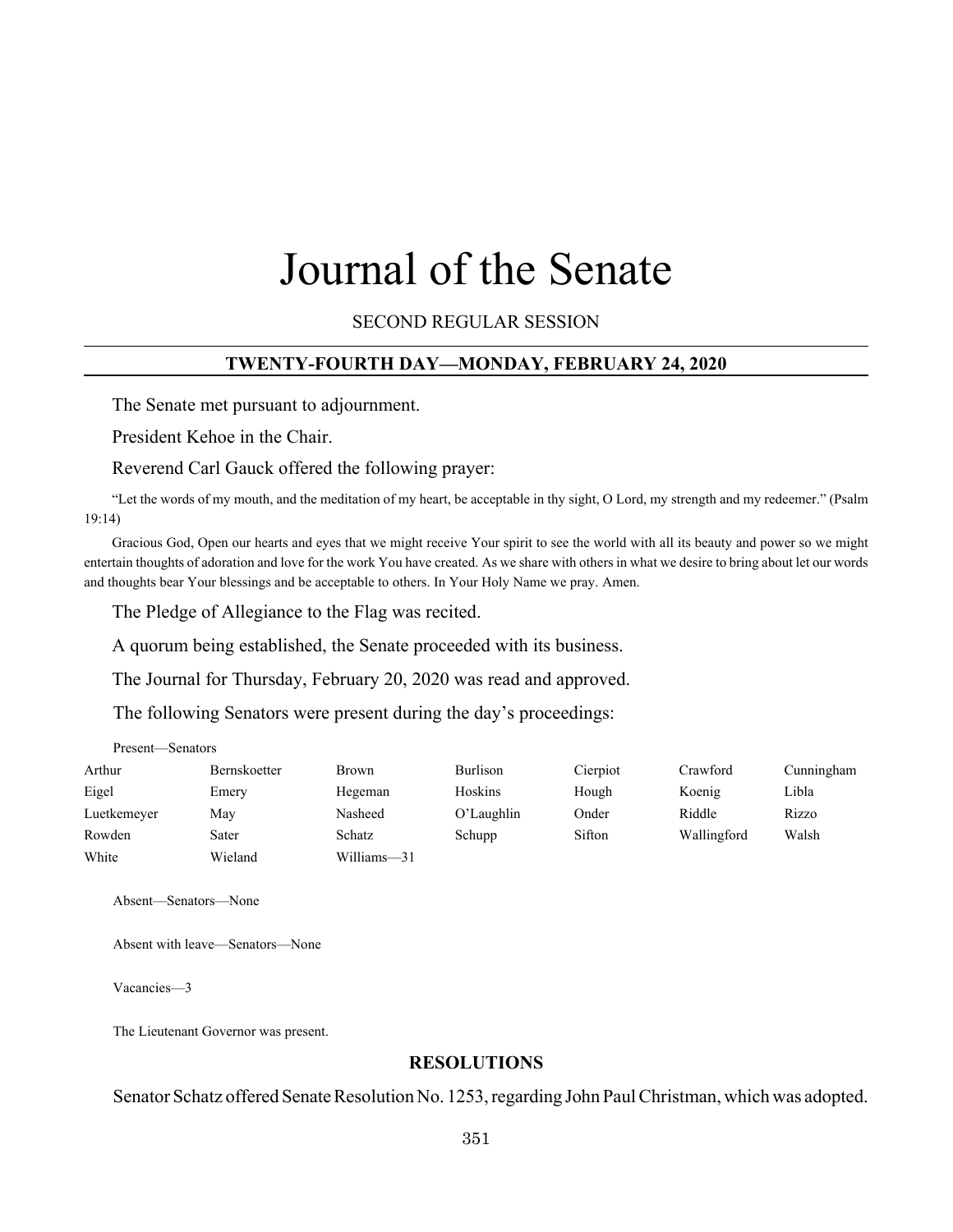# Journal of the Senate

SECOND REGULAR SESSION

## TWENTY-FOURTH DAY—MONDAY, FEBRUARY 24, 2020

The Senate met pursuant to adjournment.

President Kehoe in the Chair.

Reverend Carl Gauck offered the following prayer:

"Let the words of my mouth, and the meditation of my heart, be acceptable in thy sight, O Lord, my strength and my redeemer." (Psalm 19:14)

Gracious God, Open our hearts and eyes that we might receive Your spirit to see the world with all its beauty and power so we might entertain thoughts of adoration and love for the work You have created. As we share with others in what we desire to bring about let our words and thoughts bear Your blessings and be acceptable to others. In Your Holy Name we pray. Amen.

The Pledge of Allegiance to the Flag was recited.

A quorum being established, the Senate proceeded with its business.

The Journal for Thursday, February 20, 2020 was read and approved.

The following Senators were present during the day's proceedings:

Present—Senators

| | | | | | | |
|---|---|---|---|---|---|---|
| Arthur | Bernskoetter | Brown | Burlison | Cierpiot | Crawford | Cunningham |
| Eigel | Emery | Hegeman | Hoskins | Hough | Koenig | Libla |
| Luetkemeyer | May | Nasheed | O'Laughlin | Onder | Riddle | Rizzo |
| Rowden | Sater | Schatz | Schupp | Sifton | Wallingford | Walsh |
| White | Wieland | Williams—31 | | | | |

Absent—Senators—None

Absent with leave—Senators—None

Vacancies—3

The Lieutenant Governor was present.

### RESOLUTIONS

Senator Schatz offered Senate Resolution No. 1253, regarding John Paul Christman, which was adopted.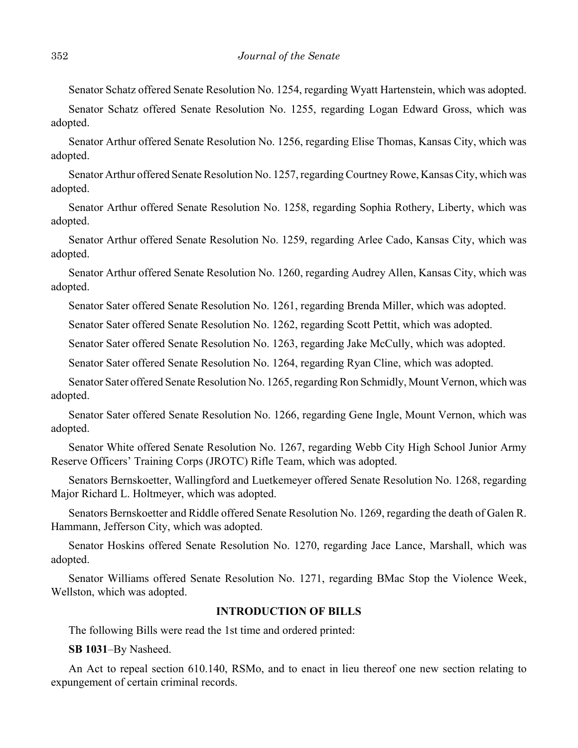Senator Schatz offered Senate Resolution No. 1254, regarding Wyatt Hartenstein, which was adopted.

Senator Schatz offered Senate Resolution No. 1255, regarding Logan Edward Gross, which was adopted.

Senator Arthur offered Senate Resolution No. 1256, regarding Elise Thomas, Kansas City, which was adopted.

Senator Arthur offered Senate Resolution No. 1257, regarding Courtney Rowe, Kansas City, which was adopted.

Senator Arthur offered Senate Resolution No. 1258, regarding Sophia Rothery, Liberty, which was adopted.

Senator Arthur offered Senate Resolution No. 1259, regarding Arlee Cado, Kansas City, which was adopted.

Senator Arthur offered Senate Resolution No. 1260, regarding Audrey Allen, Kansas City, which was adopted.

Senator Sater offered Senate Resolution No. 1261, regarding Brenda Miller, which was adopted.

Senator Sater offered Senate Resolution No. 1262, regarding Scott Pettit, which was adopted.

Senator Sater offered Senate Resolution No. 1263, regarding Jake McCully, which was adopted.

Senator Sater offered Senate Resolution No. 1264, regarding Ryan Cline, which was adopted.

Senator Sater offered Senate Resolution No. 1265, regarding Ron Schmidly, Mount Vernon, which was adopted.

Senator Sater offered Senate Resolution No. 1266, regarding Gene Ingle, Mount Vernon, which was adopted.

Senator White offered Senate Resolution No. 1267, regarding Webb City High School Junior Army Reserve Officers' Training Corps (JROTC) Rifle Team, which was adopted.

Senators Bernskoetter, Wallingford and Luetkemeyer offered Senate Resolution No. 1268, regarding Major Richard L. Holtmeyer, which was adopted.

Senators Bernskoetter and Riddle offered Senate Resolution No. 1269, regarding the death of Galen R. Hammann, Jefferson City, which was adopted.

Senator Hoskins offered Senate Resolution No. 1270, regarding Jace Lance, Marshall, which was adopted.

Senator Williams offered Senate Resolution No. 1271, regarding BMac Stop the Violence Week, Wellston, which was adopted.

## INTRODUCTION OF BILLS

The following Bills were read the 1st time and ordered printed:

**SB 1031**–By Nasheed.

An Act to repeal section 610.140, RSMo, and to enact in lieu thereof one new section relating to expungement of certain criminal records.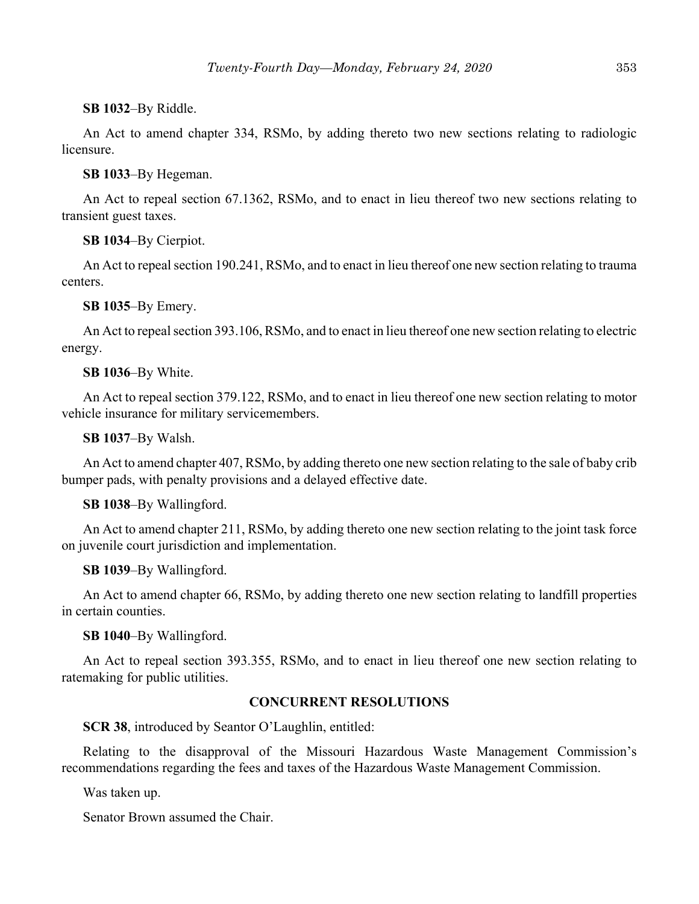**SB 1032**–By Riddle.

An Act to amend chapter 334, RSMo, by adding thereto two new sections relating to radiologic licensure.

**SB 1033**–By Hegeman.

An Act to repeal section 67.1362, RSMo, and to enact in lieu thereof two new sections relating to transient guest taxes.

**SB 1034**–By Cierpiot.

An Act to repeal section 190.241, RSMo, and to enact in lieu thereof one new section relating to trauma centers.

**SB 1035**–By Emery.

An Act to repeal section 393.106, RSMo, and to enact in lieu thereof one new section relating to electric energy.

**SB 1036**–By White.

An Act to repeal section 379.122, RSMo, and to enact in lieu thereof one new section relating to motor vehicle insurance for military servicemembers.

**SB 1037**–By Walsh.

An Act to amend chapter 407, RSMo, by adding thereto one new section relating to the sale of baby crib bumper pads, with penalty provisions and a delayed effective date.

**SB 1038**–By Wallingford.

An Act to amend chapter 211, RSMo, by adding thereto one new section relating to the joint task force on juvenile court jurisdiction and implementation.

**SB 1039**–By Wallingford.

An Act to amend chapter 66, RSMo, by adding thereto one new section relating to landfill properties in certain counties.

**SB 1040**–By Wallingford.

An Act to repeal section 393.355, RSMo, and to enact in lieu thereof one new section relating to ratemaking for public utilities.

## CONCURRENT RESOLUTIONS

**SCR 38**, introduced by Seantor O'Laughlin, entitled:

Relating to the disapproval of the Missouri Hazardous Waste Management Commission's recommendations regarding the fees and taxes of the Hazardous Waste Management Commission.

Was taken up.

Senator Brown assumed the Chair.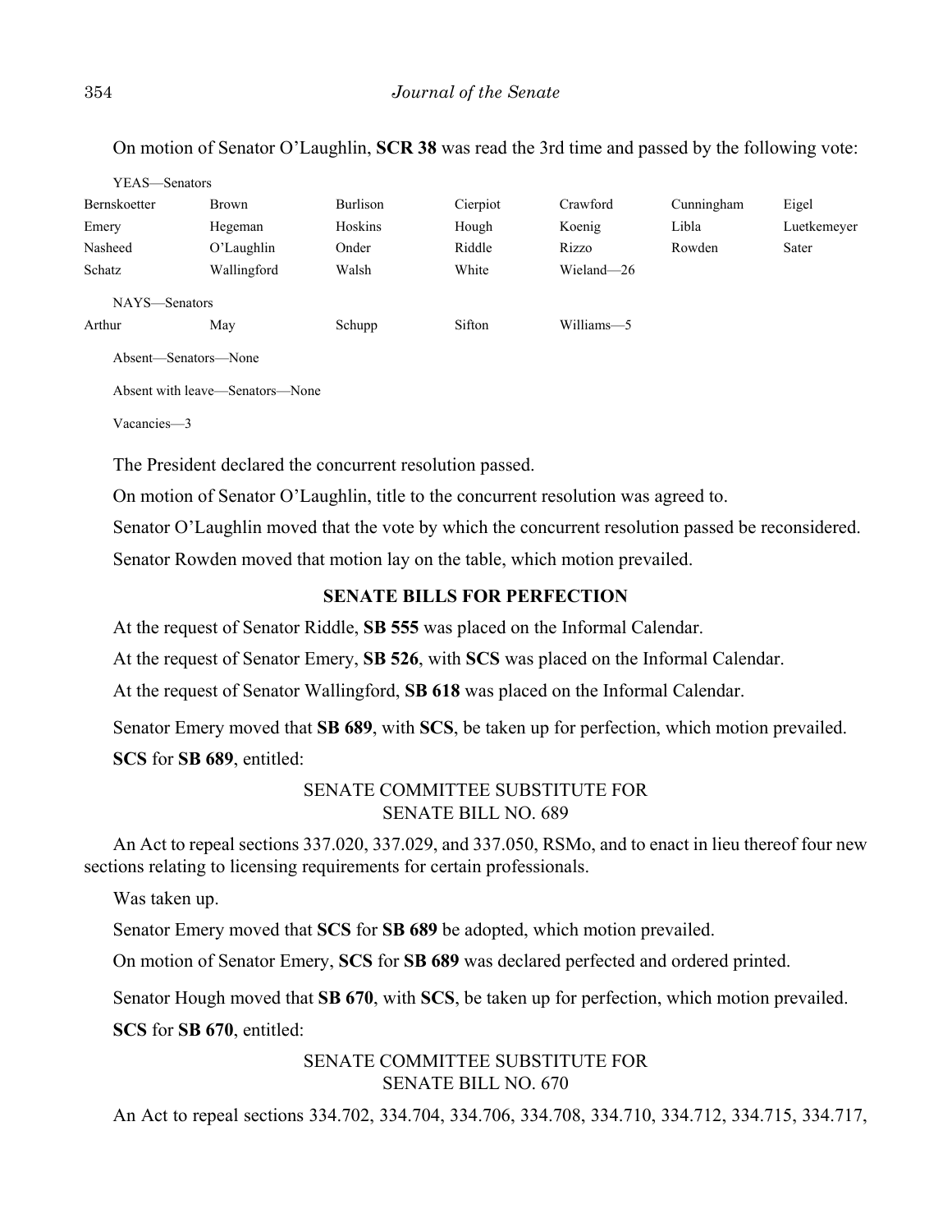On motion of Senator O'Laughlin, **SCR 38** was read the 3rd time and passed by the following vote:

YEAS—Senators

| | | | | | | |
|---|---|---|---|---|---|---|
| Bernskoetter | Brown | Burlison | Cierpiot | Crawford | Cunningham | Eigel |
| Emery | Hegeman | Hoskins | Hough | Koenig | Libla | Luetkemeyer |
| Nasheed | O'Laughlin | Onder | Riddle | Rizzo | Rowden | Sater |
| Schatz | Wallingford | Walsh | White | Wieland—26 | | |

NAYS—Senators

| | | | | |
|---|---|---|---|---|
| Arthur | May | Schupp | Sifton | Williams—5 |

Absent—Senators—None

Absent with leave—Senators—None

Vacancies—3

The President declared the concurrent resolution passed.

On motion of Senator O'Laughlin, title to the concurrent resolution was agreed to.

Senator O'Laughlin moved that the vote by which the concurrent resolution passed be reconsidered.

Senator Rowden moved that motion lay on the table, which motion prevailed.

## SENATE BILLS FOR PERFECTION

At the request of Senator Riddle, **SB 555** was placed on the Informal Calendar.

At the request of Senator Emery, **SB 526**, with **SCS** was placed on the Informal Calendar.

At the request of Senator Wallingford, **SB 618** was placed on the Informal Calendar.

Senator Emery moved that **SB 689**, with **SCS**, be taken up for perfection, which motion prevailed.

**SCS** for **SB 689**, entitled:

SENATE COMMITTEE SUBSTITUTE FOR
SENATE BILL NO. 689

An Act to repeal sections 337.020, 337.029, and 337.050, RSMo, and to enact in lieu thereof four new sections relating to licensing requirements for certain professionals.

Was taken up.

Senator Emery moved that **SCS** for **SB 689** be adopted, which motion prevailed.

On motion of Senator Emery, **SCS** for **SB 689** was declared perfected and ordered printed.

Senator Hough moved that **SB 670**, with **SCS**, be taken up for perfection, which motion prevailed.

**SCS** for **SB 670**, entitled:

SENATE COMMITTEE SUBSTITUTE FOR
SENATE BILL NO. 670

An Act to repeal sections 334.702, 334.704, 334.706, 334.708, 334.710, 334.712, 334.715, 334.717,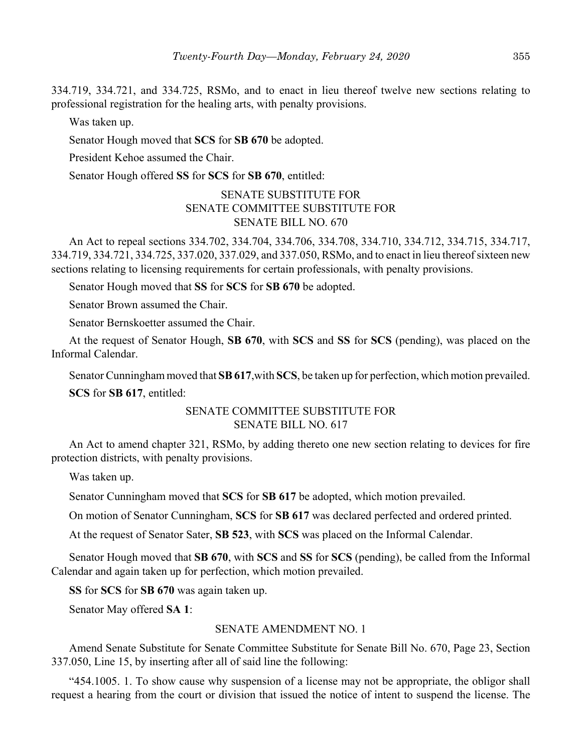334.719, 334.721, and 334.725, RSMo, and to enact in lieu thereof twelve new sections relating to professional registration for the healing arts, with penalty provisions.

Was taken up.

Senator Hough moved that **SCS** for **SB 670** be adopted.

President Kehoe assumed the Chair.

Senator Hough offered **SS** for **SCS** for **SB 670**, entitled:

SENATE SUBSTITUTE FOR
SENATE COMMITTEE SUBSTITUTE FOR
SENATE BILL NO. 670

An Act to repeal sections 334.702, 334.704, 334.706, 334.708, 334.710, 334.712, 334.715, 334.717, 334.719, 334.721, 334.725, 337.020, 337.029, and 337.050, RSMo, and to enact in lieu thereof sixteen new sections relating to licensing requirements for certain professionals, with penalty provisions.

Senator Hough moved that **SS** for **SCS** for **SB 670** be adopted.

Senator Brown assumed the Chair.

Senator Bernskoetter assumed the Chair.

At the request of Senator Hough, **SB 670**, with **SCS** and **SS** for **SCS** (pending), was placed on the Informal Calendar.

Senator Cunningham moved that **SB 617**, with **SCS**, be taken up for perfection, which motion prevailed.

**SCS** for **SB 617**, entitled:

SENATE COMMITTEE SUBSTITUTE FOR
SENATE BILL NO. 617

An Act to amend chapter 321, RSMo, by adding thereto one new section relating to devices for fire protection districts, with penalty provisions.

Was taken up.

Senator Cunningham moved that **SCS** for **SB 617** be adopted, which motion prevailed.

On motion of Senator Cunningham, **SCS** for **SB 617** was declared perfected and ordered printed.

At the request of Senator Sater, **SB 523**, with **SCS** was placed on the Informal Calendar.

Senator Hough moved that **SB 670**, with **SCS** and **SS** for **SCS** (pending), be called from the Informal Calendar and again taken up for perfection, which motion prevailed.

**SS** for **SCS** for **SB 670** was again taken up.

Senator May offered **SA 1**:

SENATE AMENDMENT NO. 1

Amend Senate Substitute for Senate Committee Substitute for Senate Bill No. 670, Page 23, Section 337.050, Line 15, by inserting after all of said line the following:

"454.1005. 1. To show cause why suspension of a license may not be appropriate, the obligor shall request a hearing from the court or division that issued the notice of intent to suspend the license. The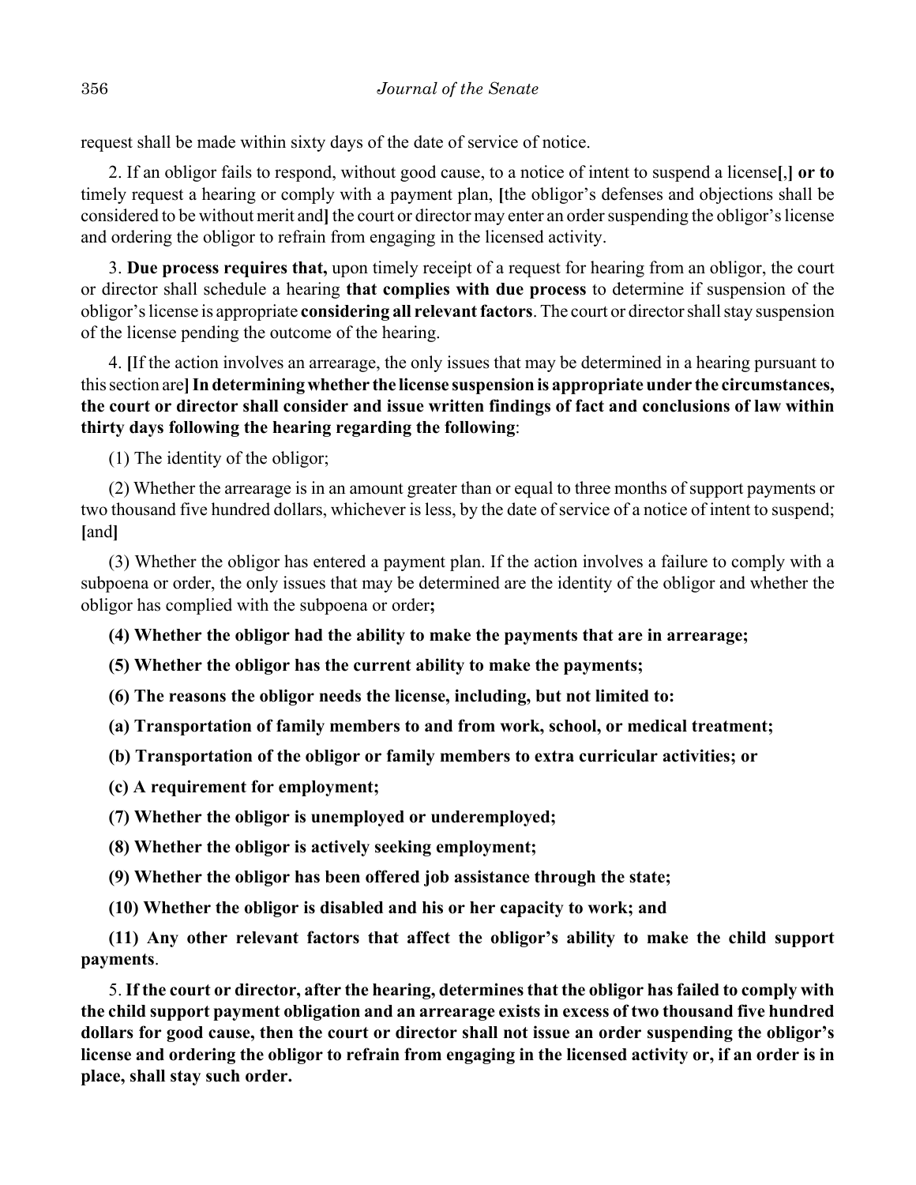request shall be made within sixty days of the date of service of notice.

2. If an obligor fails to respond, without good cause, to a notice of intent to suspend a license**[**,**] or to** timely request a hearing or comply with a payment plan, **[**the obligor's defenses and objections shall be considered to be without merit and**]** the court or director may enter an order suspending the obligor's license and ordering the obligor to refrain from engaging in the licensed activity.

3. **Due process requires that,** upon timely receipt of a request for hearing from an obligor, the court or director shall schedule a hearing **that complies with due process** to determine if suspension of the obligor's license is appropriate **considering all relevant factors**. The court or director shall stay suspension of the license pending the outcome of the hearing.

4. **[**If the action involves an arrearage, the only issues that may be determined in a hearing pursuant to this section are**] In determining whether the license suspension is appropriate under the circumstances, the court or director shall consider and issue written findings of fact and conclusions of law within thirty days following the hearing regarding the following**:

(1) The identity of the obligor;

(2) Whether the arrearage is in an amount greater than or equal to three months of support payments or two thousand five hundred dollars, whichever is less, by the date of service of a notice of intent to suspend; **[**and**]**

(3) Whether the obligor has entered a payment plan. If the action involves a failure to comply with a subpoena or order, the only issues that may be determined are the identity of the obligor and whether the obligor has complied with the subpoena or order**;**

**(4) Whether the obligor had the ability to make the payments that are in arrearage;**

**(5) Whether the obligor has the current ability to make the payments;**

**(6) The reasons the obligor needs the license, including, but not limited to:**

**(a) Transportation of family members to and from work, school, or medical treatment;**

**(b) Transportation of the obligor or family members to extra curricular activities; or**

**(c) A requirement for employment;**

**(7) Whether the obligor is unemployed or underemployed;**

**(8) Whether the obligor is actively seeking employment;**

**(9) Whether the obligor has been offered job assistance through the state;**

**(10) Whether the obligor is disabled and his or her capacity to work; and**

**(11) Any other relevant factors that affect the obligor's ability to make the child support payments**.

5. **If the court or director, after the hearing, determines that the obligor has failed to comply with the child support payment obligation and an arrearage exists in excess of two thousand five hundred dollars for good cause, then the court or director shall not issue an order suspending the obligor's license and ordering the obligor to refrain from engaging in the licensed activity or, if an order is in place, shall stay such order.**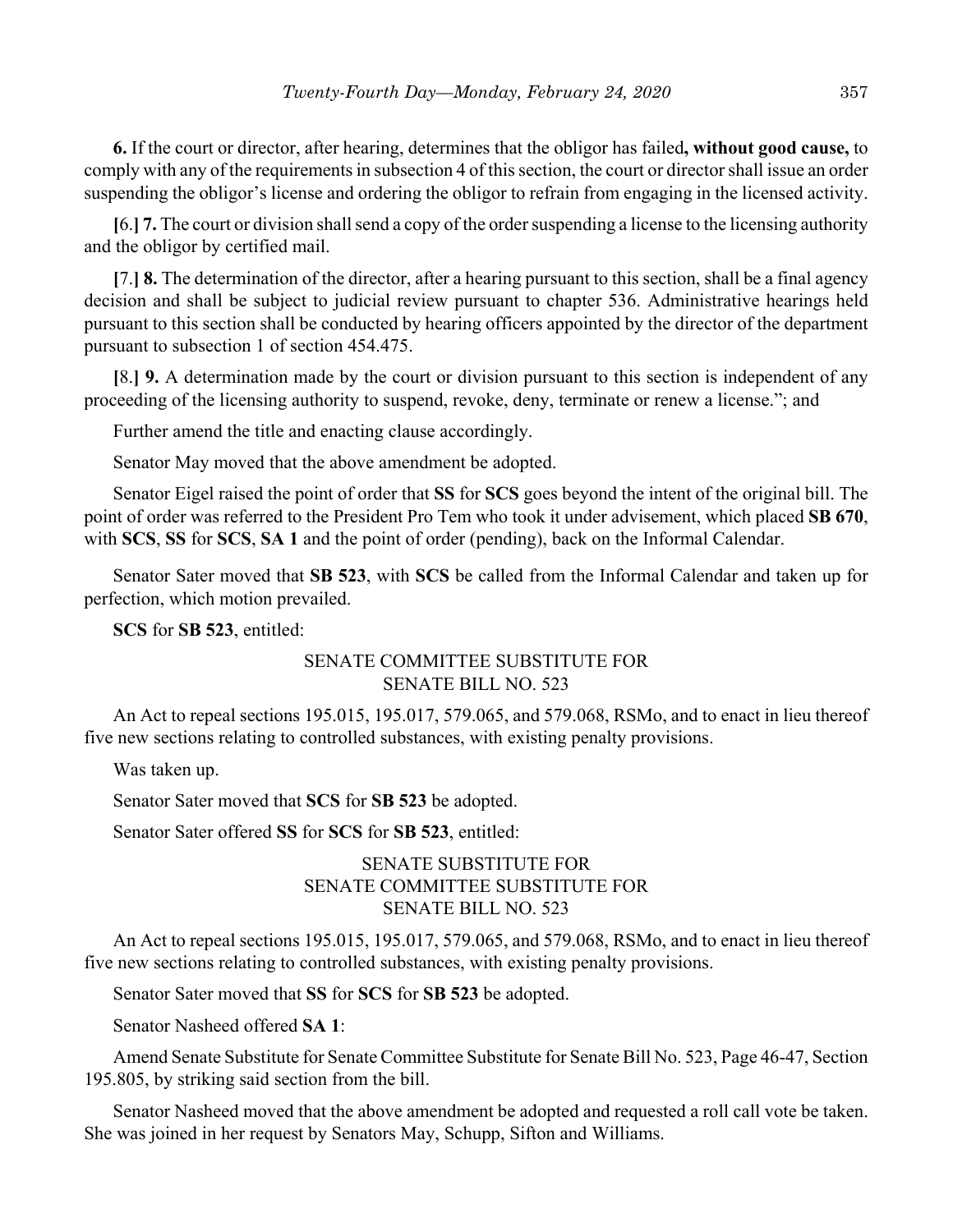**6.** If the court or director, after hearing, determines that the obligor has failed**, without good cause,** to comply with any of the requirements in subsection 4 of this section, the court or director shall issue an order suspending the obligor's license and ordering the obligor to refrain from engaging in the licensed activity.

**[**6.**] 7.** The court or division shall send a copy of the order suspending a license to the licensing authority and the obligor by certified mail.

**[**7.**] 8.** The determination of the director, after a hearing pursuant to this section, shall be a final agency decision and shall be subject to judicial review pursuant to chapter 536. Administrative hearings held pursuant to this section shall be conducted by hearing officers appointed by the director of the department pursuant to subsection 1 of section 454.475.

**[**8.**] 9.** A determination made by the court or division pursuant to this section is independent of any proceeding of the licensing authority to suspend, revoke, deny, terminate or renew a license."; and

Further amend the title and enacting clause accordingly.

Senator May moved that the above amendment be adopted.

Senator Eigel raised the point of order that **SS** for **SCS** goes beyond the intent of the original bill. The point of order was referred to the President Pro Tem who took it under advisement, which placed **SB 670**, with **SCS**, **SS** for **SCS**, **SA 1** and the point of order (pending), back on the Informal Calendar.

Senator Sater moved that **SB 523**, with **SCS** be called from the Informal Calendar and taken up for perfection, which motion prevailed.

**SCS** for **SB 523**, entitled:

SENATE COMMITTEE SUBSTITUTE FOR
SENATE BILL NO. 523

An Act to repeal sections 195.015, 195.017, 579.065, and 579.068, RSMo, and to enact in lieu thereof five new sections relating to controlled substances, with existing penalty provisions.

Was taken up.

Senator Sater moved that **SCS** for **SB 523** be adopted.

Senator Sater offered **SS** for **SCS** for **SB 523**, entitled:

SENATE SUBSTITUTE FOR
SENATE COMMITTEE SUBSTITUTE FOR
SENATE BILL NO. 523

An Act to repeal sections 195.015, 195.017, 579.065, and 579.068, RSMo, and to enact in lieu thereof five new sections relating to controlled substances, with existing penalty provisions.

Senator Sater moved that **SS** for **SCS** for **SB 523** be adopted.

Senator Nasheed offered **SA 1**:

Amend Senate Substitute for Senate Committee Substitute for Senate Bill No. 523, Page 46-47, Section 195.805, by striking said section from the bill.

Senator Nasheed moved that the above amendment be adopted and requested a roll call vote be taken. She was joined in her request by Senators May, Schupp, Sifton and Williams.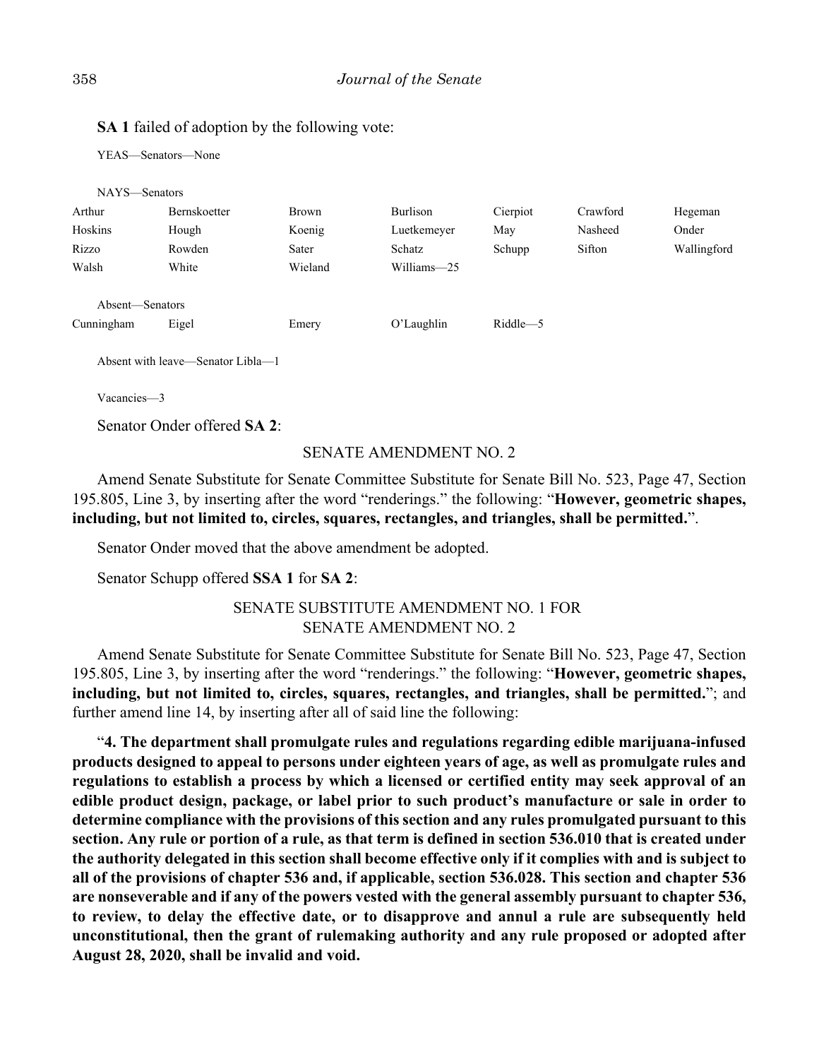**SA 1** failed of adoption by the following vote:

YEAS—Senators—None

NAYS—Senators

| | | | | | | |
|---|---|---|---|---|---|---|
| Arthur | Bernskoetter | Brown | Burlison | Cierpiot | Crawford | Hegeman |
| Hoskins | Hough | Koenig | Luetkemeyer | May | Nasheed | Onder |
| Rizzo | Rowden | Sater | Schatz | Schupp | Sifton | Wallingford |
| Walsh | White | Wieland | Williams—25 | | | |

Absent—Senators

| | | | | |
|---|---|---|---|---|
| Cunningham | Eigel | Emery | O'Laughlin | Riddle—5 |

Absent with leave—Senator Libla—1

Vacancies—3

Senator Onder offered **SA 2**:

SENATE AMENDMENT NO. 2

Amend Senate Substitute for Senate Committee Substitute for Senate Bill No. 523, Page 47, Section 195.805, Line 3, by inserting after the word "renderings." the following: "**However, geometric shapes, including, but not limited to, circles, squares, rectangles, and triangles, shall be permitted.**".

Senator Onder moved that the above amendment be adopted.

Senator Schupp offered **SSA 1** for **SA 2**:

SENATE SUBSTITUTE AMENDMENT NO. 1 FOR
SENATE AMENDMENT NO. 2

Amend Senate Substitute for Senate Committee Substitute for Senate Bill No. 523, Page 47, Section 195.805, Line 3, by inserting after the word "renderings." the following: "**However, geometric shapes, including, but not limited to, circles, squares, rectangles, and triangles, shall be permitted.**"; and further amend line 14, by inserting after all of said line the following:

"**4. The department shall promulgate rules and regulations regarding edible marijuana-infused products designed to appeal to persons under eighteen years of age, as well as promulgate rules and regulations to establish a process by which a licensed or certified entity may seek approval of an edible product design, package, or label prior to such product's manufacture or sale in order to determine compliance with the provisions of this section and any rules promulgated pursuant to this section. Any rule or portion of a rule, as that term is defined in section 536.010 that is created under the authority delegated in this section shall become effective only if it complies with and is subject to all of the provisions of chapter 536 and, if applicable, section 536.028. This section and chapter 536 are nonseverable and if any of the powers vested with the general assembly pursuant to chapter 536, to review, to delay the effective date, or to disapprove and annul a rule are subsequently held unconstitutional, then the grant of rulemaking authority and any rule proposed or adopted after August 28, 2020, shall be invalid and void.**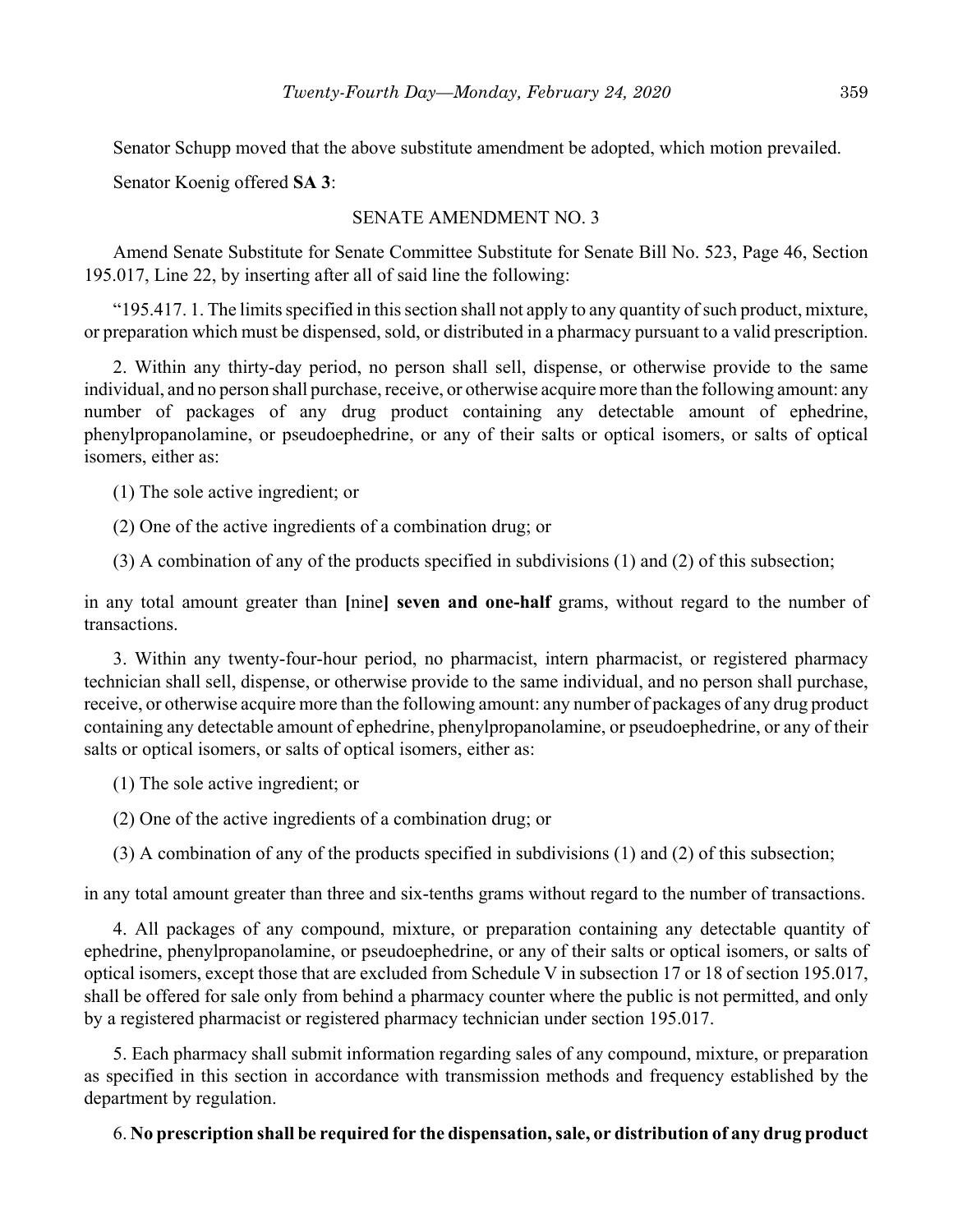Senator Schupp moved that the above substitute amendment be adopted, which motion prevailed.

Senator Koenig offered **SA 3**:

SENATE AMENDMENT NO. 3

Amend Senate Substitute for Senate Committee Substitute for Senate Bill No. 523, Page 46, Section 195.017, Line 22, by inserting after all of said line the following:

"195.417. 1. The limits specified in this section shall not apply to any quantity of such product, mixture, or preparation which must be dispensed, sold, or distributed in a pharmacy pursuant to a valid prescription.

2. Within any thirty-day period, no person shall sell, dispense, or otherwise provide to the same individual, and no person shall purchase, receive, or otherwise acquire more than the following amount: any number of packages of any drug product containing any detectable amount of ephedrine, phenylpropanolamine, or pseudoephedrine, or any of their salts or optical isomers, or salts of optical isomers, either as:

(1) The sole active ingredient; or

(2) One of the active ingredients of a combination drug; or

(3) A combination of any of the products specified in subdivisions (1) and (2) of this subsection;

in any total amount greater than **[**nine**]** **seven and one-half** grams, without regard to the number of transactions.

3. Within any twenty-four-hour period, no pharmacist, intern pharmacist, or registered pharmacy technician shall sell, dispense, or otherwise provide to the same individual, and no person shall purchase, receive, or otherwise acquire more than the following amount: any number of packages of any drug product containing any detectable amount of ephedrine, phenylpropanolamine, or pseudoephedrine, or any of their salts or optical isomers, or salts of optical isomers, either as:

(1) The sole active ingredient; or

(2) One of the active ingredients of a combination drug; or

(3) A combination of any of the products specified in subdivisions (1) and (2) of this subsection;

in any total amount greater than three and six-tenths grams without regard to the number of transactions.

4. All packages of any compound, mixture, or preparation containing any detectable quantity of ephedrine, phenylpropanolamine, or pseudoephedrine, or any of their salts or optical isomers, or salts of optical isomers, except those that are excluded from Schedule V in subsection 17 or 18 of section 195.017, shall be offered for sale only from behind a pharmacy counter where the public is not permitted, and only by a registered pharmacist or registered pharmacy technician under section 195.017.

5. Each pharmacy shall submit information regarding sales of any compound, mixture, or preparation as specified in this section in accordance with transmission methods and frequency established by the department by regulation.

6. **No prescription shall be required for the dispensation, sale, or distribution of any drug product**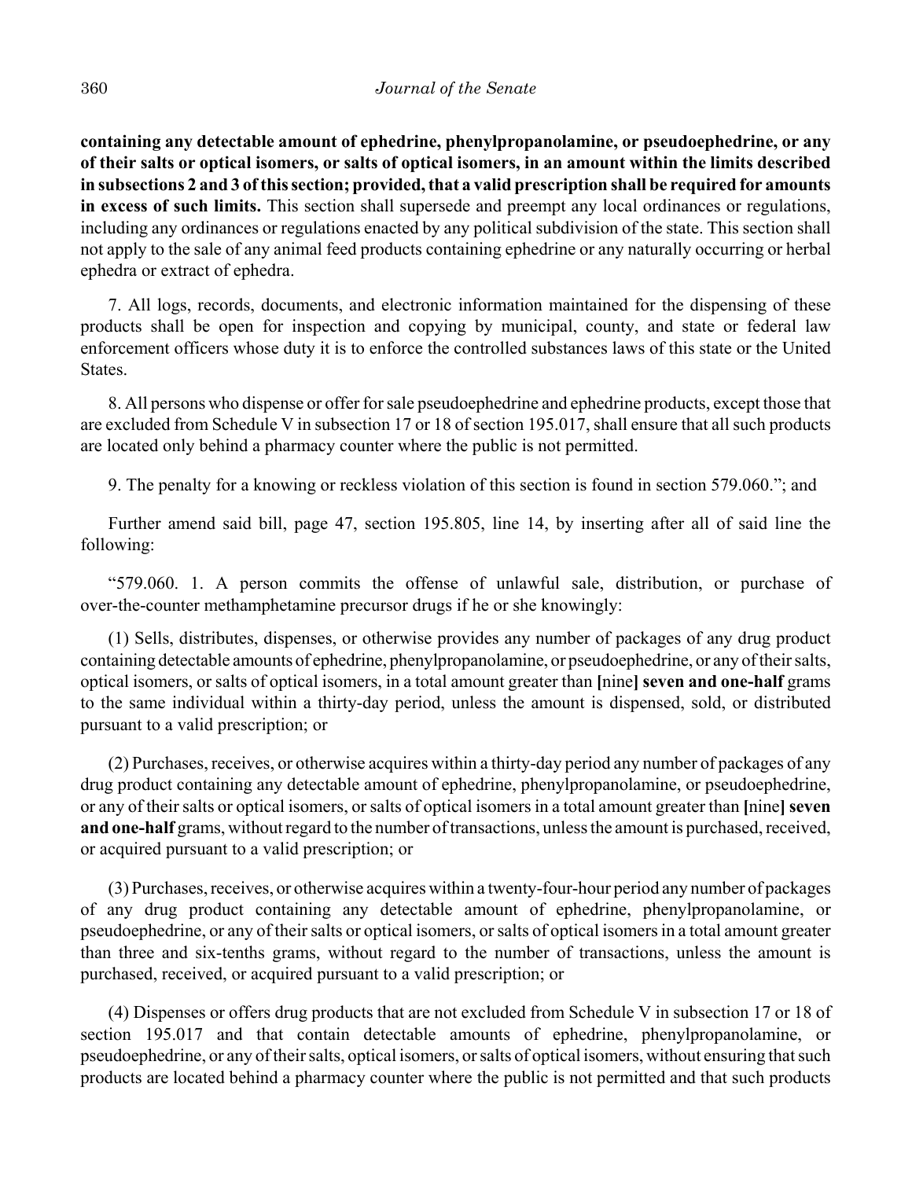**containing any detectable amount of ephedrine, phenylpropanolamine, or pseudoephedrine, or any of their salts or optical isomers, or salts of optical isomers, in an amount within the limits described in subsections 2 and 3 of this section; provided, that a valid prescription shall be required for amounts in excess of such limits.** This section shall supersede and preempt any local ordinances or regulations, including any ordinances or regulations enacted by any political subdivision of the state. This section shall not apply to the sale of any animal feed products containing ephedrine or any naturally occurring or herbal ephedra or extract of ephedra.

7. All logs, records, documents, and electronic information maintained for the dispensing of these products shall be open for inspection and copying by municipal, county, and state or federal law enforcement officers whose duty it is to enforce the controlled substances laws of this state or the United States.

8. All persons who dispense or offer for sale pseudoephedrine and ephedrine products, except those that are excluded from Schedule V in subsection 17 or 18 of section 195.017, shall ensure that all such products are located only behind a pharmacy counter where the public is not permitted.

9. The penalty for a knowing or reckless violation of this section is found in section 579.060."; and

Further amend said bill, page 47, section 195.805, line 14, by inserting after all of said line the following:

"579.060. 1. A person commits the offense of unlawful sale, distribution, or purchase of over-the-counter methamphetamine precursor drugs if he or she knowingly:

(1) Sells, distributes, dispenses, or otherwise provides any number of packages of any drug product containing detectable amounts of ephedrine, phenylpropanolamine, or pseudoephedrine, or any of their salts, optical isomers, or salts of optical isomers, in a total amount greater than **[**nine**] seven and one-half** grams to the same individual within a thirty-day period, unless the amount is dispensed, sold, or distributed pursuant to a valid prescription; or

(2) Purchases, receives, or otherwise acquires within a thirty-day period any number of packages of any drug product containing any detectable amount of ephedrine, phenylpropanolamine, or pseudoephedrine, or any of their salts or optical isomers, or salts of optical isomers in a total amount greater than **[**nine**] seven and one-half** grams, without regard to the number of transactions, unless the amount is purchased, received, or acquired pursuant to a valid prescription; or

(3) Purchases, receives, or otherwise acquires within a twenty-four-hour period any number of packages of any drug product containing any detectable amount of ephedrine, phenylpropanolamine, or pseudoephedrine, or any of their salts or optical isomers, or salts of optical isomers in a total amount greater than three and six-tenths grams, without regard to the number of transactions, unless the amount is purchased, received, or acquired pursuant to a valid prescription; or

(4) Dispenses or offers drug products that are not excluded from Schedule V in subsection 17 or 18 of section 195.017 and that contain detectable amounts of ephedrine, phenylpropanolamine, or pseudoephedrine, or any of their salts, optical isomers, or salts of optical isomers, without ensuring that such products are located behind a pharmacy counter where the public is not permitted and that such products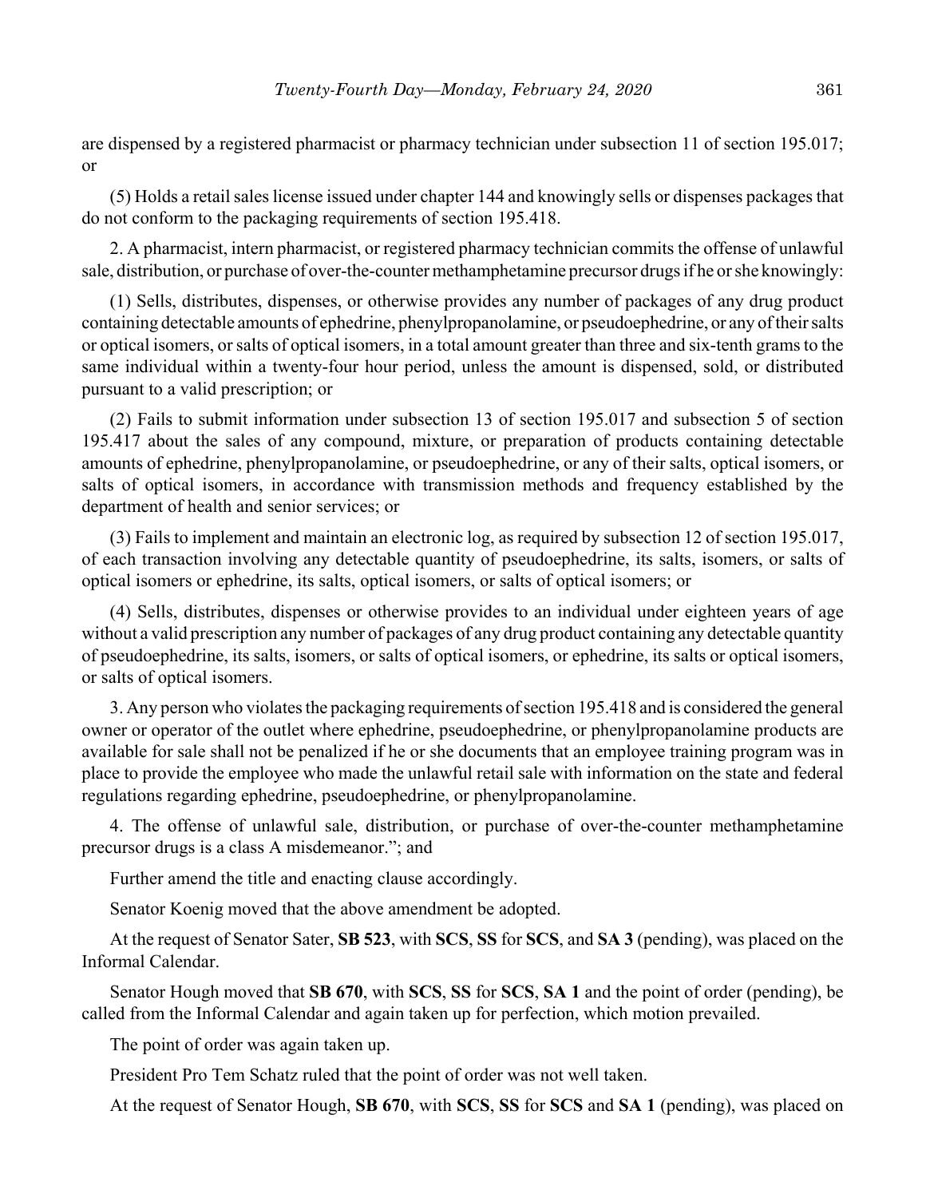are dispensed by a registered pharmacist or pharmacy technician under subsection 11 of section 195.017; or

(5) Holds a retail sales license issued under chapter 144 and knowingly sells or dispenses packages that do not conform to the packaging requirements of section 195.418.

2. A pharmacist, intern pharmacist, or registered pharmacy technician commits the offense of unlawful sale, distribution, or purchase of over-the-counter methamphetamine precursor drugs if he or she knowingly:

(1) Sells, distributes, dispenses, or otherwise provides any number of packages of any drug product containing detectable amounts of ephedrine, phenylpropanolamine, or pseudoephedrine, or any of their salts or optical isomers, or salts of optical isomers, in a total amount greater than three and six-tenth grams to the same individual within a twenty-four hour period, unless the amount is dispensed, sold, or distributed pursuant to a valid prescription; or

(2) Fails to submit information under subsection 13 of section 195.017 and subsection 5 of section 195.417 about the sales of any compound, mixture, or preparation of products containing detectable amounts of ephedrine, phenylpropanolamine, or pseudoephedrine, or any of their salts, optical isomers, or salts of optical isomers, in accordance with transmission methods and frequency established by the department of health and senior services; or

(3) Fails to implement and maintain an electronic log, as required by subsection 12 of section 195.017, of each transaction involving any detectable quantity of pseudoephedrine, its salts, isomers, or salts of optical isomers or ephedrine, its salts, optical isomers, or salts of optical isomers; or

(4) Sells, distributes, dispenses or otherwise provides to an individual under eighteen years of age without a valid prescription any number of packages of any drug product containing any detectable quantity of pseudoephedrine, its salts, isomers, or salts of optical isomers, or ephedrine, its salts or optical isomers, or salts of optical isomers.

3. Any person who violates the packaging requirements of section 195.418 and is considered the general owner or operator of the outlet where ephedrine, pseudoephedrine, or phenylpropanolamine products are available for sale shall not be penalized if he or she documents that an employee training program was in place to provide the employee who made the unlawful retail sale with information on the state and federal regulations regarding ephedrine, pseudoephedrine, or phenylpropanolamine.

4. The offense of unlawful sale, distribution, or purchase of over-the-counter methamphetamine precursor drugs is a class A misdemeanor."; and

Further amend the title and enacting clause accordingly.

Senator Koenig moved that the above amendment be adopted.

At the request of Senator Sater, **SB 523**, with **SCS**, **SS** for **SCS**, and **SA 3** (pending), was placed on the Informal Calendar.

Senator Hough moved that **SB 670**, with **SCS**, **SS** for **SCS**, **SA 1** and the point of order (pending), be called from the Informal Calendar and again taken up for perfection, which motion prevailed.

The point of order was again taken up.

President Pro Tem Schatz ruled that the point of order was not well taken.

At the request of Senator Hough, **SB 670**, with **SCS**, **SS** for **SCS** and **SA 1** (pending), was placed on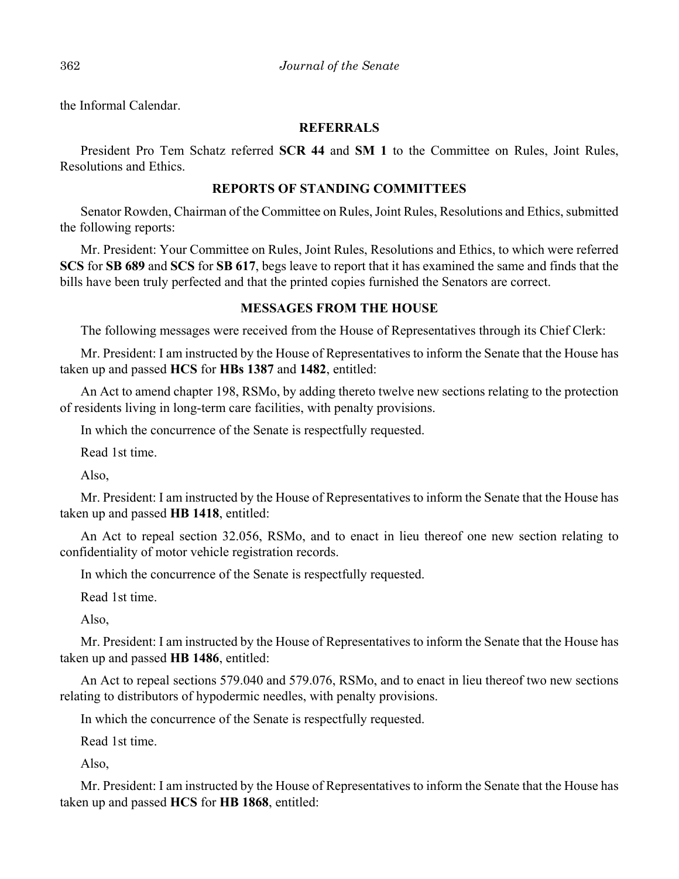the Informal Calendar.

## REFERRALS

President Pro Tem Schatz referred **SCR 44** and **SM 1** to the Committee on Rules, Joint Rules, Resolutions and Ethics.

## REPORTS OF STANDING COMMITTEES

Senator Rowden, Chairman of the Committee on Rules, Joint Rules, Resolutions and Ethics, submitted the following reports:

Mr. President: Your Committee on Rules, Joint Rules, Resolutions and Ethics, to which were referred **SCS** for **SB 689** and **SCS** for **SB 617**, begs leave to report that it has examined the same and finds that the bills have been truly perfected and that the printed copies furnished the Senators are correct.

## MESSAGES FROM THE HOUSE

The following messages were received from the House of Representatives through its Chief Clerk:

Mr. President: I am instructed by the House of Representatives to inform the Senate that the House has taken up and passed **HCS** for **HBs 1387** and **1482**, entitled:

An Act to amend chapter 198, RSMo, by adding thereto twelve new sections relating to the protection of residents living in long-term care facilities, with penalty provisions.

In which the concurrence of the Senate is respectfully requested.

Read 1st time.

Also,

Mr. President: I am instructed by the House of Representatives to inform the Senate that the House has taken up and passed **HB 1418**, entitled:

An Act to repeal section 32.056, RSMo, and to enact in lieu thereof one new section relating to confidentiality of motor vehicle registration records.

In which the concurrence of the Senate is respectfully requested.

Read 1st time.

Also,

Mr. President: I am instructed by the House of Representatives to inform the Senate that the House has taken up and passed **HB 1486**, entitled:

An Act to repeal sections 579.040 and 579.076, RSMo, and to enact in lieu thereof two new sections relating to distributors of hypodermic needles, with penalty provisions.

In which the concurrence of the Senate is respectfully requested.

Read 1st time.

Also,

Mr. President: I am instructed by the House of Representatives to inform the Senate that the House has taken up and passed **HCS** for **HB 1868**, entitled: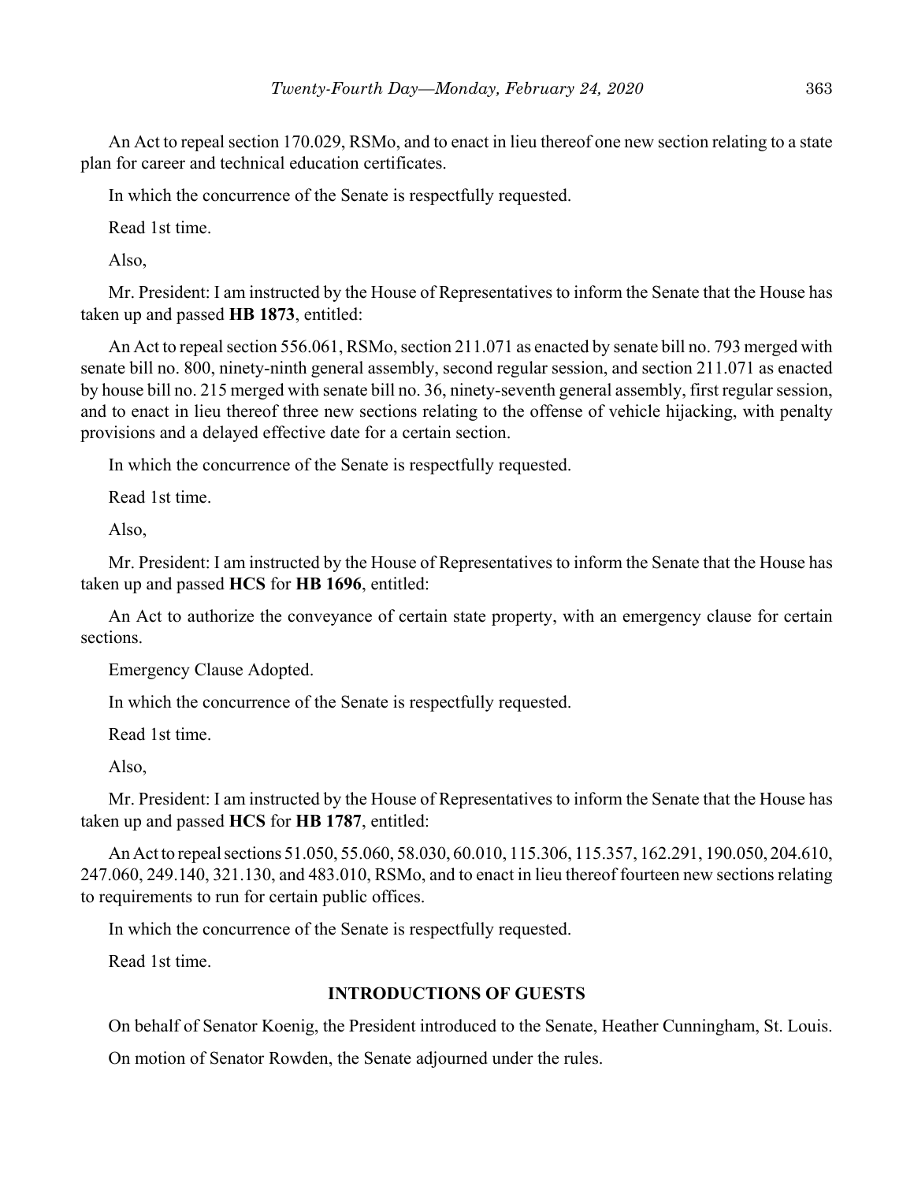An Act to repeal section 170.029, RSMo, and to enact in lieu thereof one new section relating to a state plan for career and technical education certificates.

In which the concurrence of the Senate is respectfully requested.

Read 1st time.

Also,

Mr. President: I am instructed by the House of Representatives to inform the Senate that the House has taken up and passed **HB 1873**, entitled:

An Act to repeal section 556.061, RSMo, section 211.071 as enacted by senate bill no. 793 merged with senate bill no. 800, ninety-ninth general assembly, second regular session, and section 211.071 as enacted by house bill no. 215 merged with senate bill no. 36, ninety-seventh general assembly, first regular session, and to enact in lieu thereof three new sections relating to the offense of vehicle hijacking, with penalty provisions and a delayed effective date for a certain section.

In which the concurrence of the Senate is respectfully requested.

Read 1st time.

Also,

Mr. President: I am instructed by the House of Representatives to inform the Senate that the House has taken up and passed **HCS** for **HB 1696**, entitled:

An Act to authorize the conveyance of certain state property, with an emergency clause for certain sections.

Emergency Clause Adopted.

In which the concurrence of the Senate is respectfully requested.

Read 1st time.

Also,

Mr. President: I am instructed by the House of Representatives to inform the Senate that the House has taken up and passed **HCS** for **HB 1787**, entitled:

An Act to repeal sections 51.050, 55.060, 58.030, 60.010, 115.306, 115.357, 162.291, 190.050, 204.610, 247.060, 249.140, 321.130, and 483.010, RSMo, and to enact in lieu thereof fourteen new sections relating to requirements to run for certain public offices.

In which the concurrence of the Senate is respectfully requested.

Read 1st time.

## INTRODUCTIONS OF GUESTS

On behalf of Senator Koenig, the President introduced to the Senate, Heather Cunningham, St. Louis.

On motion of Senator Rowden, the Senate adjourned under the rules.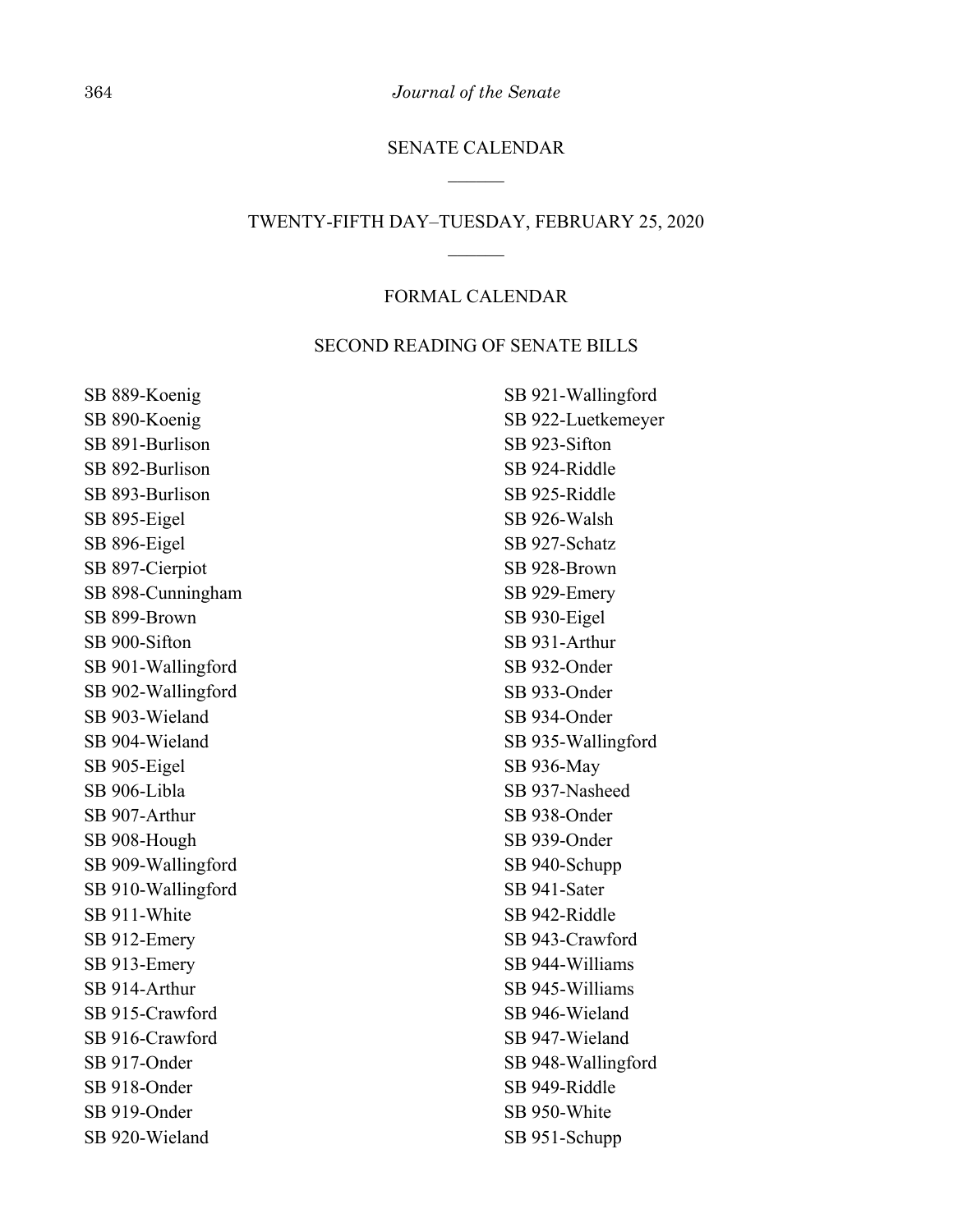## SENATE CALENDAR

---

## TWENTY-FIFTH DAY–TUESDAY, FEBRUARY 25, 2020

---

### FORMAL CALENDAR

### SECOND READING OF SENATE BILLS

SB 889-Koenig
SB 890-Koenig
SB 891-Burlison
SB 892-Burlison
SB 893-Burlison
SB 895-Eigel
SB 896-Eigel
SB 897-Cierpiot
SB 898-Cunningham
SB 899-Brown
SB 900-Sifton
SB 901-Wallingford
SB 902-Wallingford
SB 903-Wieland
SB 904-Wieland
SB 905-Eigel
SB 906-Libla
SB 907-Arthur
SB 908-Hough
SB 909-Wallingford
SB 910-Wallingford
SB 911-White
SB 912-Emery
SB 913-Emery
SB 914-Arthur
SB 915-Crawford
SB 916-Crawford
SB 917-Onder
SB 918-Onder
SB 919-Onder
SB 920-Wieland
SB 921-Wallingford
SB 922-Luetkemeyer
SB 923-Sifton
SB 924-Riddle
SB 925-Riddle
SB 926-Walsh
SB 927-Schatz
SB 928-Brown
SB 929-Emery
SB 930-Eigel
SB 931-Arthur
SB 932-Onder
SB 933-Onder
SB 934-Onder
SB 935-Wallingford
SB 936-May
SB 937-Nasheed
SB 938-Onder
SB 939-Onder
SB 940-Schupp
SB 941-Sater
SB 942-Riddle
SB 943-Crawford
SB 944-Williams
SB 945-Williams
SB 946-Wieland
SB 947-Wieland
SB 948-Wallingford
SB 949-Riddle
SB 950-White
SB 951-Schupp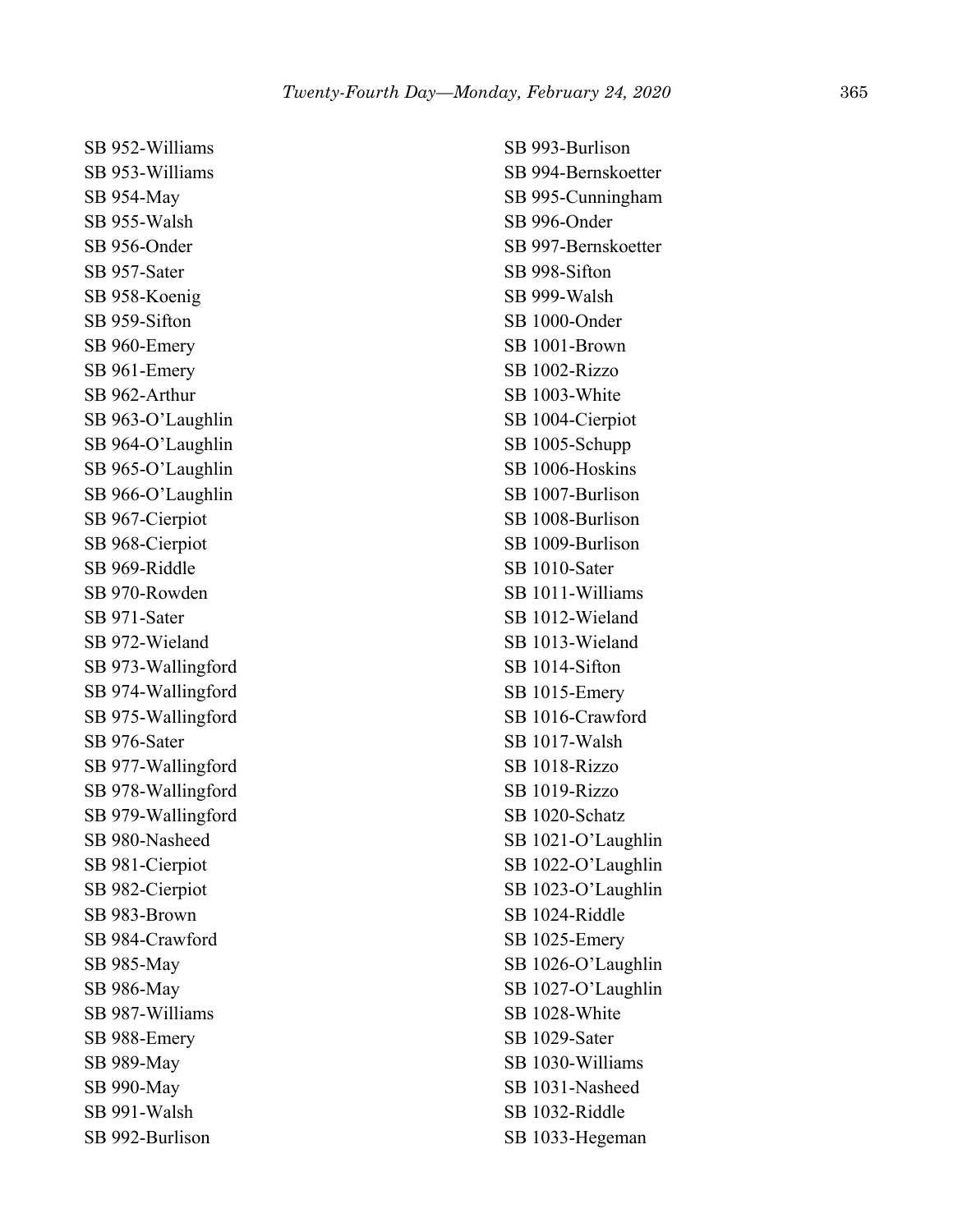SB 952-Williams
SB 953-Williams
SB 954-May
SB 955-Walsh
SB 956-Onder
SB 957-Sater
SB 958-Koenig
SB 959-Sifton
SB 960-Emery
SB 961-Emery
SB 962-Arthur
SB 963-O'Laughlin
SB 964-O'Laughlin
SB 965-O'Laughlin
SB 966-O'Laughlin
SB 967-Cierpiot
SB 968-Cierpiot
SB 969-Riddle
SB 970-Rowden
SB 971-Sater
SB 972-Wieland
SB 973-Wallingford
SB 974-Wallingford
SB 975-Wallingford
SB 976-Sater
SB 977-Wallingford
SB 978-Wallingford
SB 979-Wallingford
SB 980-Nasheed
SB 981-Cierpiot
SB 982-Cierpiot
SB 983-Brown
SB 984-Crawford
SB 985-May
SB 986-May
SB 987-Williams
SB 988-Emery
SB 989-May
SB 990-May
SB 991-Walsh
SB 992-Burlison
SB 993-Burlison
SB 994-Bernskoetter
SB 995-Cunningham
SB 996-Onder
SB 997-Bernskoetter
SB 998-Sifton
SB 999-Walsh
SB 1000-Onder
SB 1001-Brown
SB 1002-Rizzo
SB 1003-White
SB 1004-Cierpiot
SB 1005-Schupp
SB 1006-Hoskins
SB 1007-Burlison
SB 1008-Burlison
SB 1009-Burlison
SB 1010-Sater
SB 1011-Williams
SB 1012-Wieland
SB 1013-Wieland
SB 1014-Sifton
SB 1015-Emery
SB 1016-Crawford
SB 1017-Walsh
SB 1018-Rizzo
SB 1019-Rizzo
SB 1020-Schatz
SB 1021-O'Laughlin
SB 1022-O'Laughlin
SB 1023-O'Laughlin
SB 1024-Riddle
SB 1025-Emery
SB 1026-O'Laughlin
SB 1027-O'Laughlin
SB 1028-White
SB 1029-Sater
SB 1030-Williams
SB 1031-Nasheed
SB 1032-Riddle
SB 1033-Hegeman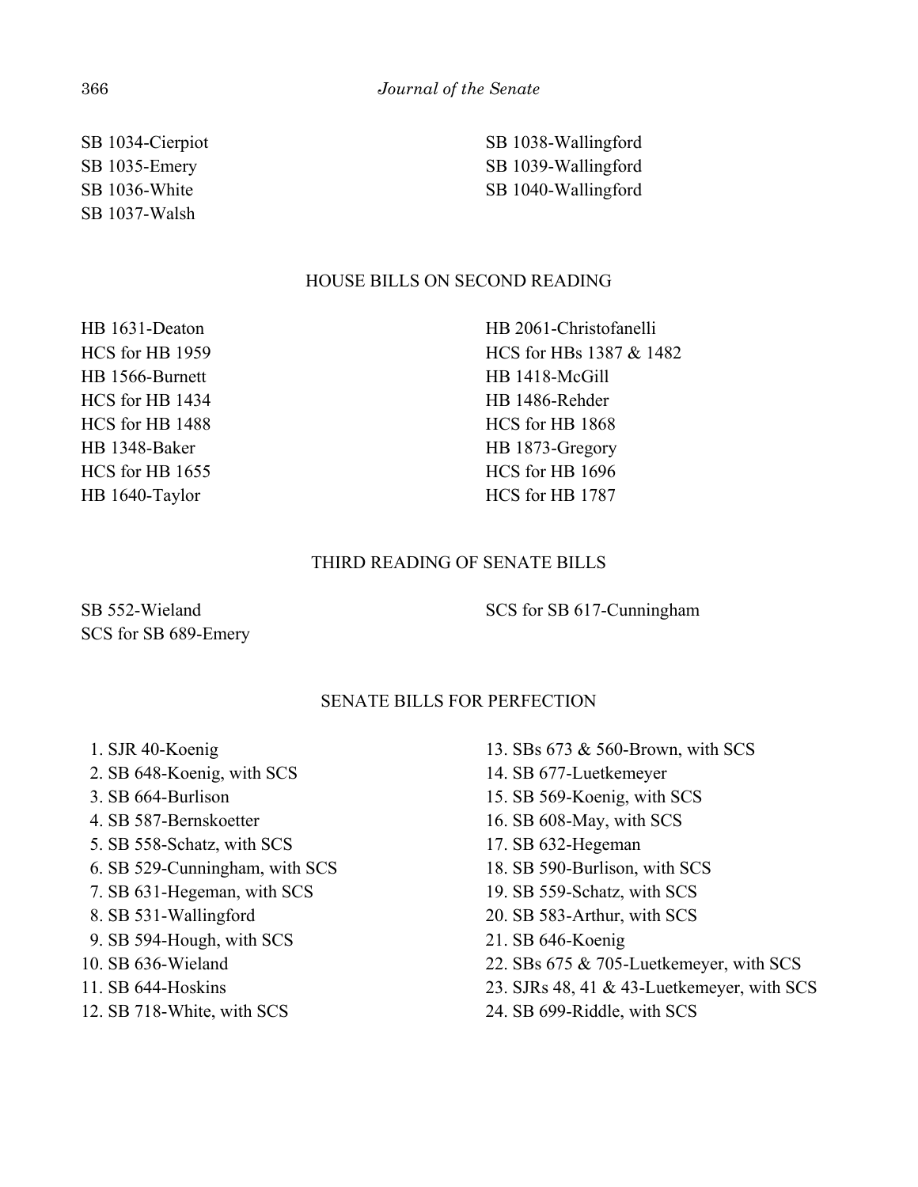SB 1034-Cierpiot
SB 1035-Emery
SB 1036-White
SB 1037-Walsh
SB 1038-Wallingford
SB 1039-Wallingford
SB 1040-Wallingford

## HOUSE BILLS ON SECOND READING

HB 1631-Deaton
HCS for HB 1959
HB 1566-Burnett
HCS for HB 1434
HCS for HB 1488
HB 1348-Baker
HCS for HB 1655
HB 1640-Taylor
HB 2061-Christofanelli
HCS for HBs 1387 & 1482
HB 1418-McGill
HB 1486-Rehder
HCS for HB 1868
HB 1873-Gregory
HCS for HB 1696
HCS for HB 1787

## THIRD READING OF SENATE BILLS

SB 552-Wieland
SCS for SB 689-Emery
SCS for SB 617-Cunningham

## SENATE BILLS FOR PERFECTION

1. SJR 40-Koenig
2. SB 648-Koenig, with SCS
3. SB 664-Burlison
4. SB 587-Bernskoetter
5. SB 558-Schatz, with SCS
6. SB 529-Cunningham, with SCS
7. SB 631-Hegeman, with SCS
8. SB 531-Wallingford
9. SB 594-Hough, with SCS
10. SB 636-Wieland
11. SB 644-Hoskins
12. SB 718-White, with SCS
13. SBs 673 & 560-Brown, with SCS
14. SB 677-Luetkemeyer
15. SB 569-Koenig, with SCS
16. SB 608-May, with SCS
17. SB 632-Hegeman
18. SB 590-Burlison, with SCS
19. SB 559-Schatz, with SCS
20. SB 583-Arthur, with SCS
21. SB 646-Koenig
22. SBs 675 & 705-Luetkemeyer, with SCS
23. SJRs 48, 41 & 43-Luetkemeyer, with SCS
24. SB 699-Riddle, with SCS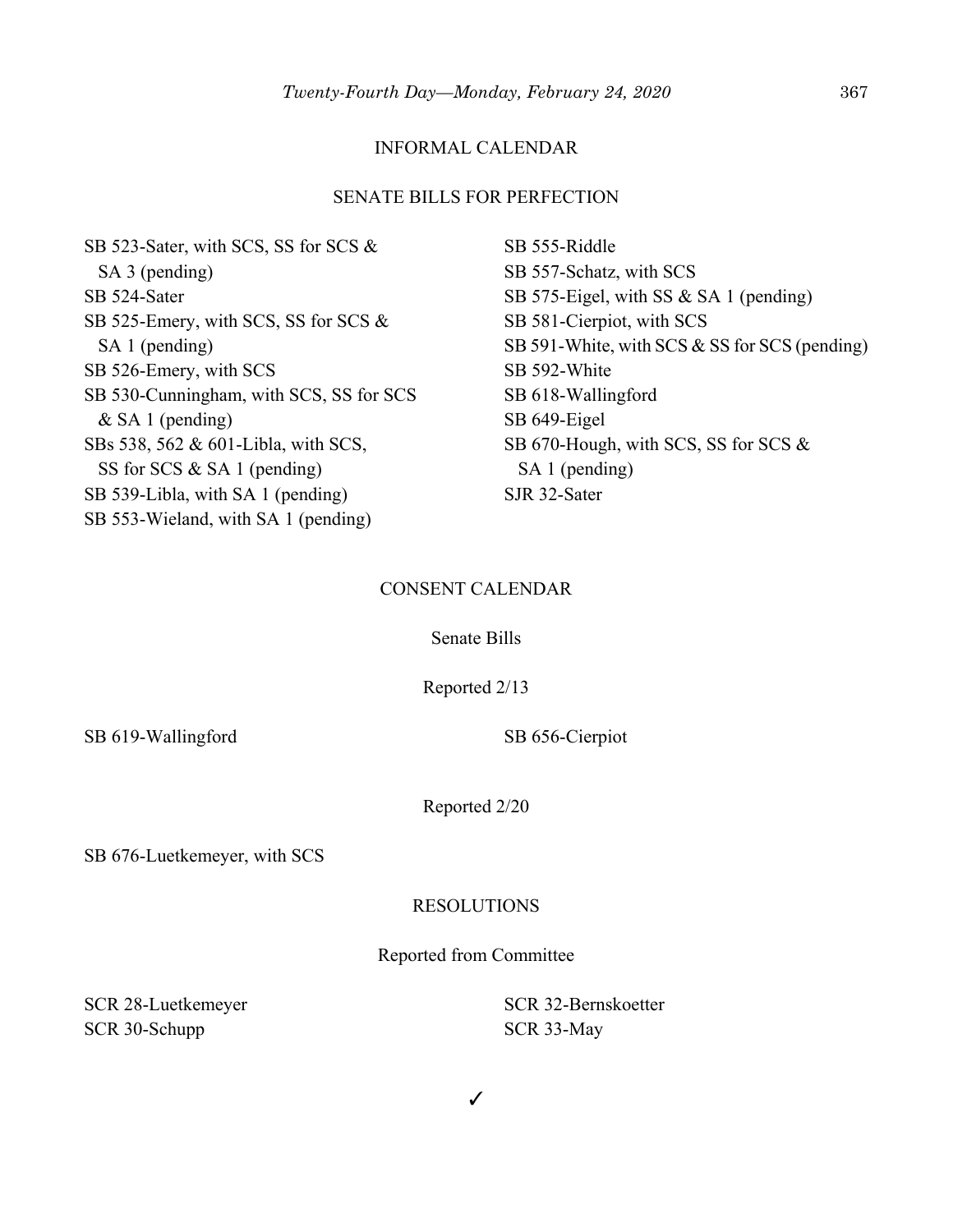## INFORMAL CALENDAR

### SENATE BILLS FOR PERFECTION

SB 523-Sater, with SCS, SS for SCS & SA 3 (pending)
SB 524-Sater
SB 525-Emery, with SCS, SS for SCS & SA 1 (pending)
SB 526-Emery, with SCS
SB 530-Cunningham, with SCS, SS for SCS & SA 1 (pending)
SBs 538, 562 & 601-Libla, with SCS, SS for SCS & SA 1 (pending)
SB 539-Libla, with SA 1 (pending)
SB 553-Wieland, with SA 1 (pending)
SB 555-Riddle
SB 557-Schatz, with SCS
SB 575-Eigel, with SS & SA 1 (pending)
SB 581-Cierpiot, with SCS
SB 591-White, with SCS & SS for SCS (pending)
SB 592-White
SB 618-Wallingford
SB 649-Eigel
SB 670-Hough, with SCS, SS for SCS & SA 1 (pending)
SJR 32-Sater

## CONSENT CALENDAR

### Senate Bills

Reported 2/13

SB 619-Wallingford
SB 656-Cierpiot

Reported 2/20

SB 676-Luetkemeyer, with SCS

## RESOLUTIONS

### Reported from Committee

SCR 28-Luetkemeyer
SCR 30-Schupp
SCR 32-Bernskoetter
SCR 33-May

✓